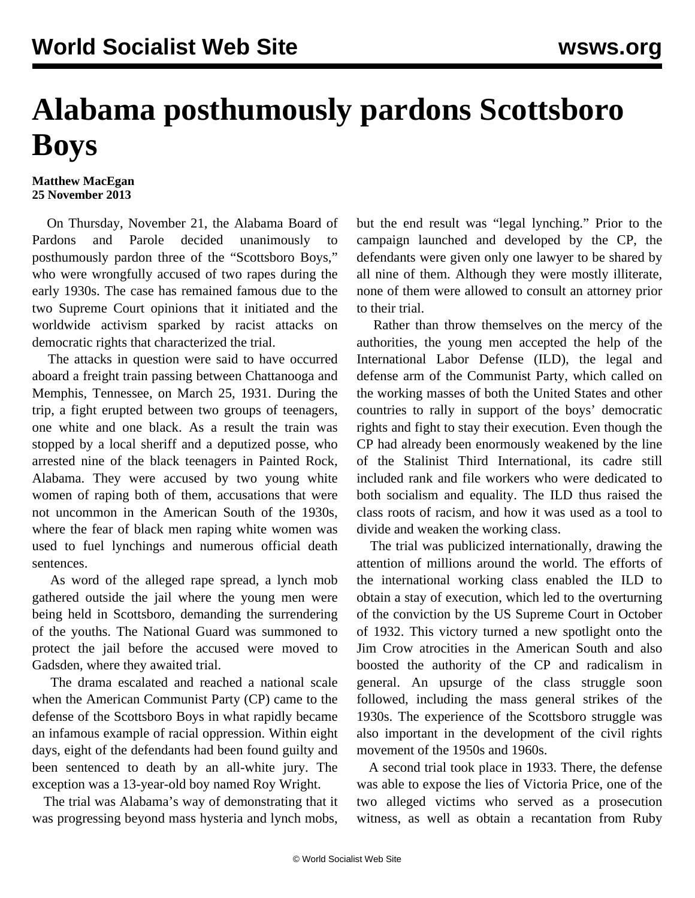# Alabama posthumously pardons Scottsboro Boys

**Matthew MacEgan**
**25 November 2013**

On Thursday, November 21, the Alabama Board of Pardons and Parole decided unanimously to posthumously pardon three of the "Scottsboro Boys," who were wrongfully accused of two rapes during the early 1930s. The case has remained famous due to the two Supreme Court opinions that it initiated and the worldwide activism sparked by racist attacks on democratic rights that characterized the trial.

The attacks in question were said to have occurred aboard a freight train passing between Chattanooga and Memphis, Tennessee, on March 25, 1931. During the trip, a fight erupted between two groups of teenagers, one white and one black. As a result the train was stopped by a local sheriff and a deputized posse, who arrested nine of the black teenagers in Painted Rock, Alabama. They were accused by two young white women of raping both of them, accusations that were not uncommon in the American South of the 1930s, where the fear of black men raping white women was used to fuel lynchings and numerous official death sentences.

As word of the alleged rape spread, a lynch mob gathered outside the jail where the young men were being held in Scottsboro, demanding the surrendering of the youths. The National Guard was summoned to protect the jail before the accused were moved to Gadsden, where they awaited trial.

The drama escalated and reached a national scale when the American Communist Party (CP) came to the defense of the Scottsboro Boys in what rapidly became an infamous example of racial oppression. Within eight days, eight of the defendants had been found guilty and been sentenced to death by an all-white jury. The exception was a 13-year-old boy named Roy Wright.

The trial was Alabama's way of demonstrating that it was progressing beyond mass hysteria and lynch mobs, but the end result was "legal lynching." Prior to the campaign launched and developed by the CP, the defendants were given only one lawyer to be shared by all nine of them. Although they were mostly illiterate, none of them were allowed to consult an attorney prior to their trial.

Rather than throw themselves on the mercy of the authorities, the young men accepted the help of the International Labor Defense (ILD), the legal and defense arm of the Communist Party, which called on the working masses of both the United States and other countries to rally in support of the boys' democratic rights and fight to stay their execution. Even though the CP had already been enormously weakened by the line of the Stalinist Third International, its cadre still included rank and file workers who were dedicated to both socialism and equality. The ILD thus raised the class roots of racism, and how it was used as a tool to divide and weaken the working class.

The trial was publicized internationally, drawing the attention of millions around the world. The efforts of the international working class enabled the ILD to obtain a stay of execution, which led to the overturning of the conviction by the US Supreme Court in October of 1932. This victory turned a new spotlight onto the Jim Crow atrocities in the American South and also boosted the authority of the CP and radicalism in general. An upsurge of the class struggle soon followed, including the mass general strikes of the 1930s. The experience of the Scottsboro struggle was also important in the development of the civil rights movement of the 1950s and 1960s.

A second trial took place in 1933. There, the defense was able to expose the lies of Victoria Price, one of the two alleged victims who served as a prosecution witness, as well as obtain a recantation from Ruby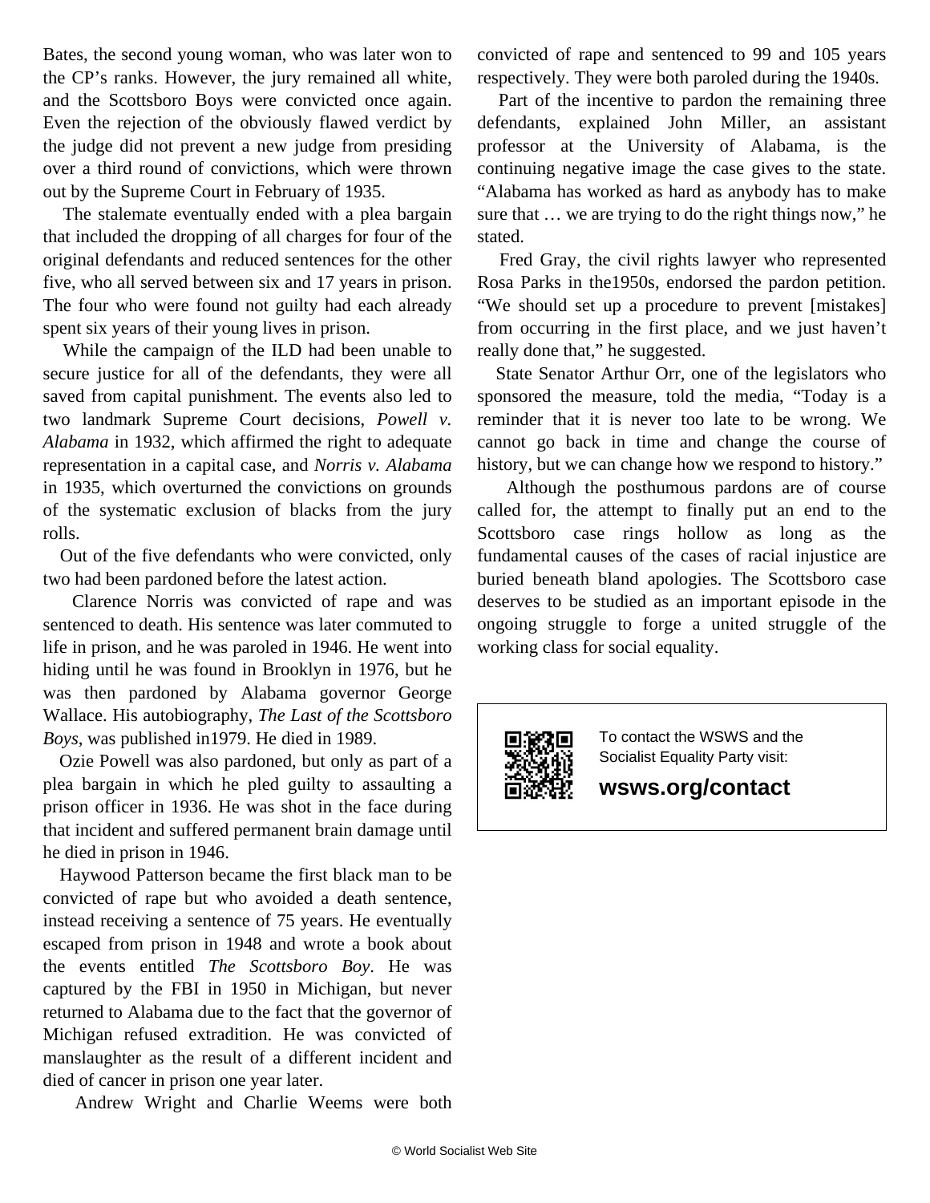Bates, the second young woman, who was later won to the CP's ranks. However, the jury remained all white, and the Scottsboro Boys were convicted once again. Even the rejection of the obviously flawed verdict by the judge did not prevent a new judge from presiding over a third round of convictions, which were thrown out by the Supreme Court in February of 1935.

The stalemate eventually ended with a plea bargain that included the dropping of all charges for four of the original defendants and reduced sentences for the other five, who all served between six and 17 years in prison. The four who were found not guilty had each already spent six years of their young lives in prison.

While the campaign of the ILD had been unable to secure justice for all of the defendants, they were all saved from capital punishment. The events also led to two landmark Supreme Court decisions, *Powell v. Alabama* in 1932, which affirmed the right to adequate representation in a capital case, and *Norris v. Alabama* in 1935, which overturned the convictions on grounds of the systematic exclusion of blacks from the jury rolls.

Out of the five defendants who were convicted, only two had been pardoned before the latest action.

Clarence Norris was convicted of rape and was sentenced to death. His sentence was later commuted to life in prison, and he was paroled in 1946. He went into hiding until he was found in Brooklyn in 1976, but he was then pardoned by Alabama governor George Wallace. His autobiography, *The Last of the Scottsboro Boys*, was published in1979. He died in 1989.

Ozie Powell was also pardoned, but only as part of a plea bargain in which he pled guilty to assaulting a prison officer in 1936. He was shot in the face during that incident and suffered permanent brain damage until he died in prison in 1946.

Haywood Patterson became the first black man to be convicted of rape but who avoided a death sentence, instead receiving a sentence of 75 years. He eventually escaped from prison in 1948 and wrote a book about the events entitled *The Scottsboro Boy*. He was captured by the FBI in 1950 in Michigan, but never returned to Alabama due to the fact that the governor of Michigan refused extradition. He was convicted of manslaughter as the result of a different incident and died of cancer in prison one year later.

Andrew Wright and Charlie Weems were both convicted of rape and sentenced to 99 and 105 years respectively. They were both paroled during the 1940s.

Part of the incentive to pardon the remaining three defendants, explained John Miller, an assistant professor at the University of Alabama, is the continuing negative image the case gives to the state. "Alabama has worked as hard as anybody has to make sure that … we are trying to do the right things now," he stated.

Fred Gray, the civil rights lawyer who represented Rosa Parks in the1950s, endorsed the pardon petition. "We should set up a procedure to prevent [mistakes] from occurring in the first place, and we just haven't really done that," he suggested.

State Senator Arthur Orr, one of the legislators who sponsored the measure, told the media, "Today is a reminder that it is never too late to be wrong. We cannot go back in time and change the course of history, but we can change how we respond to history."

Although the posthumous pardons are of course called for, the attempt to finally put an end to the Scottsboro case rings hollow as long as the fundamental causes of the cases of racial injustice are buried beneath bland apologies. The Scottsboro case deserves to be studied as an important episode in the ongoing struggle to forge a united struggle of the working class for social equality.

To contact the WSWS and the Socialist Equality Party visit:

**wsws.org/contact**